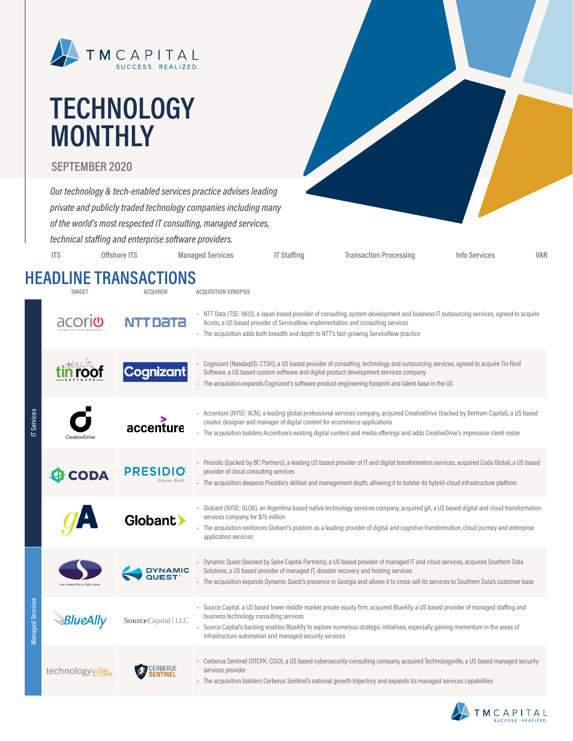TM CAPITAL
SUCCESS. REALIZED.

# TECHNOLOGY MONTHLY

## SEPTEMBER 2020

*Our technology & tech-enabled services practice advises leading private and publicly traded technology companies including many of the world's most respected IT consulting, managed services, technical staffing and enterprise software providers.*

ITS | Offshore ITS | Managed Services | IT Staffing | Transaction Processing | Info Services | VAR

## HEADLINE TRANSACTIONS

| Sector | Target | Acquiror | Acquisition Synopsis |
|---|---|---|---|
| IT Services | Acorio | NTT Data | • NTT Data (TSE: 9613), a Japan based provider of consulting, system development and business IT outsourcing services, agreed to acquire Acorio, a US based provider of ServiceNow implementation and consulting services<br>• The acquisition adds both breadth and depth to NTT's fast-growing ServiceNow practice |
| IT Services | Tin Roof Software | Cognizant | • Cognizant (NasdaqGS: CTSH), a US based provider of consulting, technology and outsourcing services, agreed to acquire Tin Roof Software, a US based custom software and digital product development services company<br>• The acquisition expands Cognizant's software product engineering footprint and talent base in the US |
| IT Services | CreativeDrive | Accenture | • Accenture (NYSE: ACN), a leading global professional services company, acquired CreativeDrive (backed by Bertram Capital), a US based creator, designer and manager of digital content for ecommerce applications<br>• The acquisition bolsters Accenture's existing digital content and media offerings and adds CreativeDrive's impressive client roster |
| IT Services | Coda | Presidio | • Presidio (backed by BC Partners), a leading US based provider of IT and digital transformation services, acquired Coda Global, a US based provider of cloud consulting services<br>• The acquisition deepens Presidio's skillset and management depth, allowing it to bolster its hybrid-cloud infrastructure platform |
| IT Services | gA | Globant | • Globant (NYSE: GLOB), an Argentina based native technology services company, acquired gA, a US based digital and cloud transformation services company, for $75 million<br>• The acquisition reinforces Globant's position as a leading provider of digital and cognitive transformation, cloud journey and enterprise application services |
| Managed Services | Southern Data Solutions | Dynamic Quest | • Dynamic Quest (backed by Spire Capital Partners), a US based provider of managed IT and cloud services, acquired Southern Data Solutions, a US based provider of managed IT, disaster recovery and hosting services<br>• The acquisition expands Dynamic Quest's presence in Georgia and allows it to cross-sell its services to Southern Data's customer base |
| Managed Services | BlueAlly | Source Capital, LLC | • Source Capital, a US based lower middle market private equity firm, acquired BlueAlly, a US based provider of managed staffing and business technology consulting services<br>• Source Capital's backing enables BlueAlly to explore numerous strategic initiatives, especially gaining momentum in the areas of infrastructure automation and managed security services |
| Managed Services | Technologyville | Cerberus Sentinel | • Cerberus Sentinel (OTCPK: CISO), a US based cybersecurity consulting company, acquired Technologyville, a US based managed security services provider<br>• The acquisition bolsters Cerberus Sentinel's national growth trajectory and expands its managed services capabilities |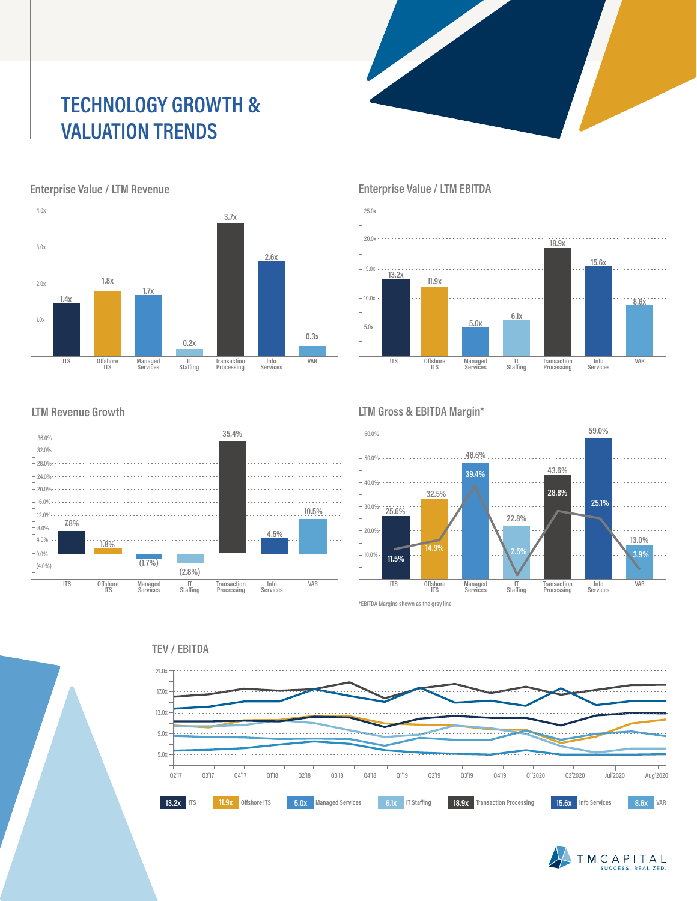# TECHNOLOGY GROWTH & VALUATION TRENDS

## Enterprise Value / LTM Revenue

| Sector | EV / LTM Revenue |
|---|---|
| ITS | 1.4x |
| Offshore ITS | 1.8x |
| Managed Services | 1.7x |
| IT Staffing | 0.2x |
| Transaction Processing | 3.7x |
| Info Services | 2.6x |
| VAR | 0.3x |

## Enterprise Value / LTM EBITDA

| Sector | EV / LTM EBITDA |
|---|---|
| ITS | 13.2x |
| Offshore ITS | 11.9x |
| Managed Services | 5.0x |
| IT Staffing | 6.1x |
| Transaction Processing | 18.9x |
| Info Services | 15.6x |
| VAR | 8.6x |

## LTM Revenue Growth

| Sector | LTM Revenue Growth |
|---|---|
| ITS | 7.8% |
| Offshore ITS | 1.8% |
| Managed Services | (1.7%) |
| IT Staffing | (2.8%) |
| Transaction Processing | 35.4% |
| Info Services | 4.5% |
| VAR | 10.5% |

## LTM Gross & EBITDA Margin*

| Sector | Gross Margin | EBITDA Margin |
|---|---|---|
| ITS | 25.6% | 11.5% |
| Offshore ITS | 32.5% | 14.9% |
| Managed Services | 48.6% | 39.4% |
| IT Staffing | 22.8% | 2.5% |
| Transaction Processing | 43.6% | 28.8% |
| Info Services | 59.0% | 25.1% |
| VAR | 13.0% | 3.9% |

*EBITDA Margins shown as the gray line.

## TEV / EBITDA

Q2'17 – Aug'2020

| Sector | TEV / EBITDA |
|---|---|
| ITS | 13.2x |
| Offshore ITS | 11.9x |
| Managed Services | 5.0x |
| IT Staffing | 6.1x |
| Transaction Processing | 18.9x |
| Info Services | 15.6x |
| VAR | 8.6x |

TM CAPITAL
SUCCESS. REALIZED.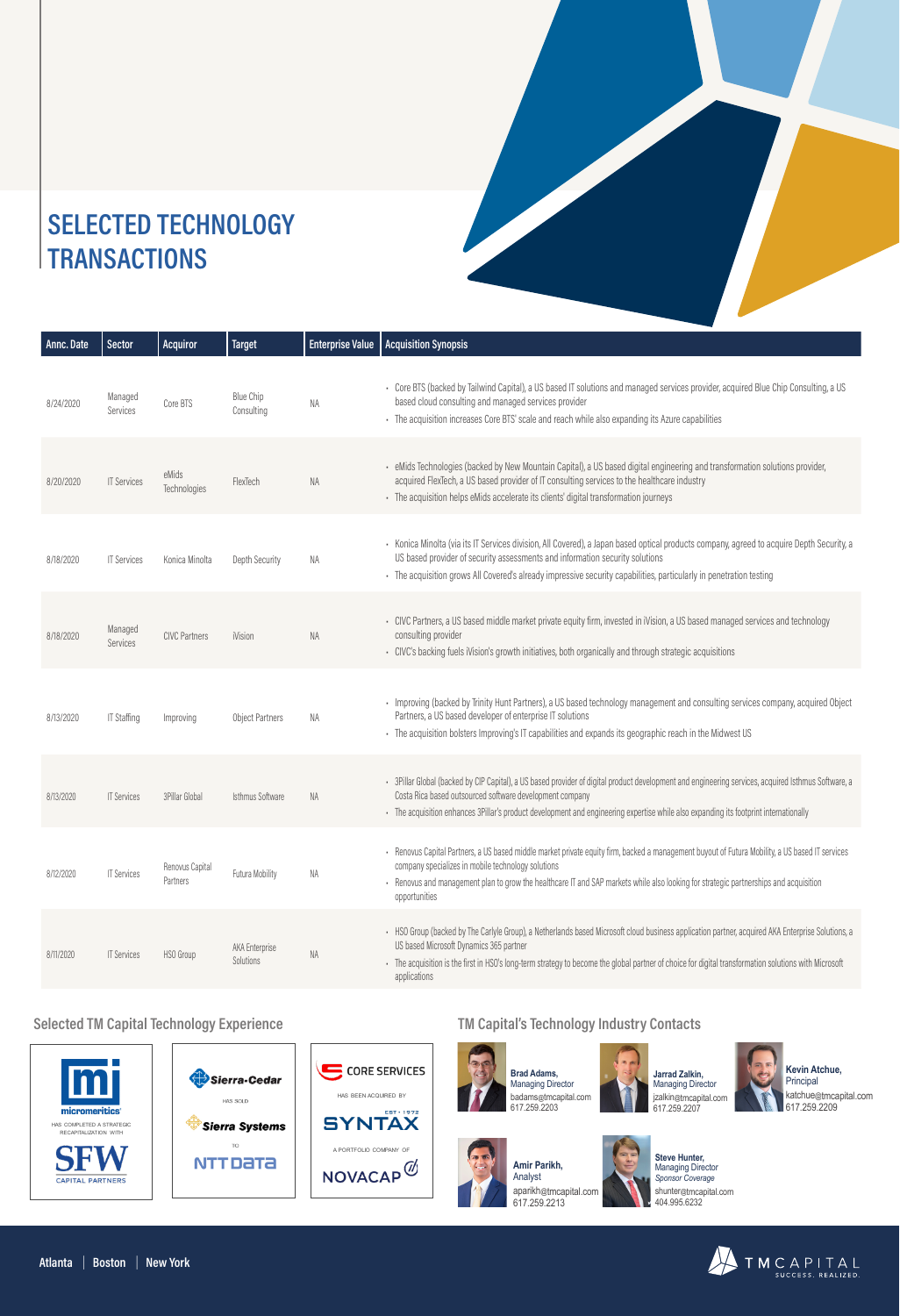# SELECTED TECHNOLOGY TRANSACTIONS

| Annc. Date | Sector | Acquiror | Target | Enterprise Value | Acquisition Synopsis |
|---|---|---|---|---|---|
| 8/24/2020 | Managed Services | Core BTS | Blue Chip Consulting | NA | • Core BTS (backed by Tailwind Capital), a US based IT solutions and managed services provider, acquired Blue Chip Consulting, a US based cloud consulting and managed services provider<br>• The acquisition increases Core BTS' scale and reach while also expanding its Azure capabilities |
| 8/20/2020 | IT Services | eMids Technologies | FlexTech | NA | • eMids Technologies (backed by New Mountain Capital), a US based digital engineering and transformation solutions provider, acquired FlexTech, a US based provider of IT consulting services to the healthcare industry<br>• The acquisition helps eMids accelerate its clients' digital transformation journeys |
| 8/18/2020 | IT Services | Konica Minolta | Depth Security | NA | • Konica Minolta (via its IT Services division, All Covered), a Japan based optical products company, agreed to acquire Depth Security, a US based provider of security assessments and information security solutions<br>• The acquisition grows All Covered's already impressive security capabilities, particularly in penetration testing |
| 8/18/2020 | Managed Services | CIVC Partners | iVision | NA | • CIVC Partners, a US based middle market private equity firm, invested in iVision, a US based managed services and technology consulting provider<br>• CIVC's backing fuels iVision's growth initiatives, both organically and through strategic acquisitions |
| 8/13/2020 | IT Staffing | Improving | Object Partners | NA | • Improving (backed by Trinity Hunt Partners), a US based technology management and consulting services company, acquired Object Partners, a US based developer of enterprise IT solutions<br>• The acquisition bolsters Improving's IT capabilities and expands its geographic reach in the Midwest US |
| 8/13/2020 | IT Services | 3Pillar Global | Isthmus Software | NA | • 3Pillar Global (backed by CIP Capital), a US based provider of digital product development and engineering services, acquired Isthmus Software, a Costa Rica based outsourced software development company<br>• The acquisition enhances 3Pillar's product development and engineering expertise while also expanding its footprint internationally |
| 8/12/2020 | IT Services | Renovus Capital Partners | Futura Mobility | NA | • Renovus Capital Partners, a US based middle market private equity firm, backed a management buyout of Futura Mobility, a US based IT services company specializes in mobile technology solutions<br>• Renovus and management plan to grow the healthcare IT and SAP markets while also looking for strategic partnerships and acquisition opportunities |
| 8/11/2020 | IT Services | HSO Group | AKA Enterprise Solutions | NA | • HSO Group (backed by The Carlyle Group), a Netherlands based Microsoft cloud business application partner, acquired AKA Enterprise Solutions, a US based Microsoft Dynamics 365 partner<br>• The acquisition is the first in HSO's long-term strategy to become the global partner of choice for digital transformation solutions with Microsoft applications |

## Selected TM Capital Technology Experience

micromeritics HAS COMPLETED A STRATEGIC RECAPITALIZATION WITH SFW CAPITAL PARTNERS

Sierra-Cedar HAS SOLD Sierra Systems TO NTT DATA

CORE SERVICES HAS BEEN ACQUIRED BY SYNTAX EST. 1972 A PORTFOLIO COMPANY OF NOVACAP

## TM Capital's Technology Industry Contacts

**Brad Adams,** Managing Director
badams@tmcapital.com
617.259.2203

**Jarrad Zalkin,** Managing Director
jzalkin@tmcapital.com
617.259.2207

**Kevin Atchue,** Principal
katchue@tmcapital.com
617.259.2209

**Amir Parikh,** Analyst
aparikh@tmcapital.com
617.259.2213

**Steve Hunter,** Managing Director
*Sponsor Coverage*
shunter@tmcapital.com
404.995.6232

Atlanta | Boston | New York

TM CAPITAL SUCCESS. REALIZED.